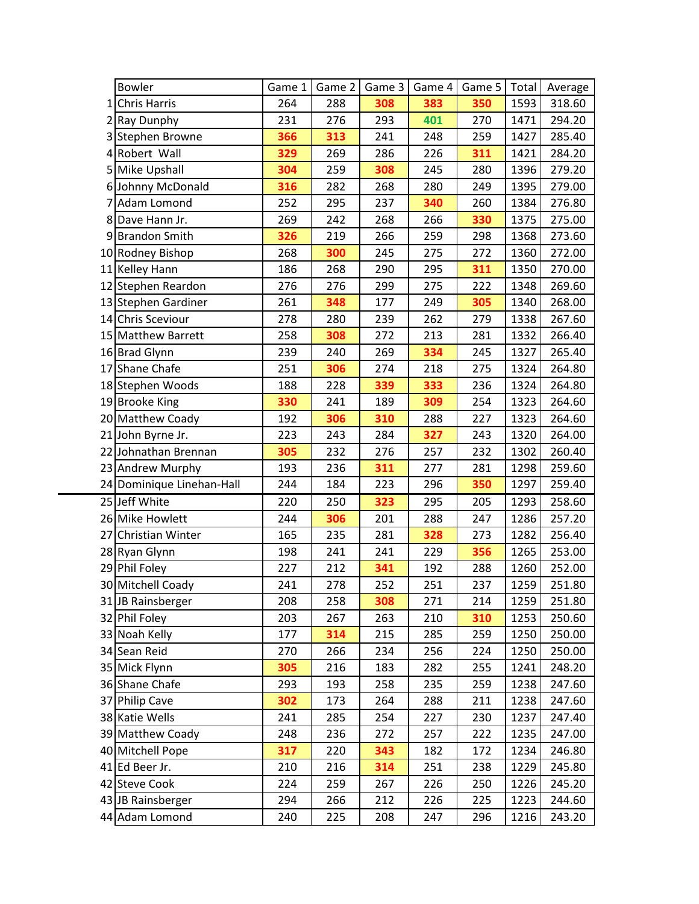| | Bowler | Game 1 | Game 2 | Game 3 | Game 4 | Game 5 | Total | Average |
|---|---|---|---|---|---|---|---|---|
| 1 | Chris Harris | 264 | 288 | **308** | **383** | **350** | 1593 | 318.60 |
| 2 | Ray Dunphy | 231 | 276 | 293 | **401** | 270 | 1471 | 294.20 |
| 3 | Stephen Browne | **366** | **313** | 241 | 248 | 259 | 1427 | 285.40 |
| 4 | Robert Wall | **329** | 269 | 286 | 226 | **311** | 1421 | 284.20 |
| 5 | Mike Upshall | **304** | 259 | **308** | 245 | 280 | 1396 | 279.20 |
| 6 | Johnny McDonald | **316** | 282 | 268 | 280 | 249 | 1395 | 279.00 |
| 7 | Adam Lomond | 252 | 295 | 237 | **340** | 260 | 1384 | 276.80 |
| 8 | Dave Hann Jr. | 269 | 242 | 268 | 266 | **330** | 1375 | 275.00 |
| 9 | Brandon Smith | **326** | 219 | 266 | 259 | 298 | 1368 | 273.60 |
| 10 | Rodney Bishop | 268 | **300** | 245 | 275 | 272 | 1360 | 272.00 |
| 11 | Kelley Hann | 186 | 268 | 290 | 295 | **311** | 1350 | 270.00 |
| 12 | Stephen Reardon | 276 | 276 | 299 | 275 | 222 | 1348 | 269.60 |
| 13 | Stephen Gardiner | 261 | **348** | 177 | 249 | **305** | 1340 | 268.00 |
| 14 | Chris Sceviour | 278 | 280 | 239 | 262 | 279 | 1338 | 267.60 |
| 15 | Matthew Barrett | 258 | **308** | 272 | 213 | 281 | 1332 | 266.40 |
| 16 | Brad Glynn | 239 | 240 | 269 | **334** | 245 | 1327 | 265.40 |
| 17 | Shane Chafe | 251 | **306** | 274 | 218 | 275 | 1324 | 264.80 |
| 18 | Stephen Woods | 188 | 228 | **339** | **333** | 236 | 1324 | 264.80 |
| 19 | Brooke King | **330** | 241 | 189 | **309** | 254 | 1323 | 264.60 |
| 20 | Matthew Coady | 192 | **306** | **310** | 288 | 227 | 1323 | 264.60 |
| 21 | John Byrne Jr. | 223 | 243 | 284 | **327** | 243 | 1320 | 264.00 |
| 22 | Johnathan Brennan | **305** | 232 | 276 | 257 | 232 | 1302 | 260.40 |
| 23 | Andrew Murphy | 193 | 236 | **311** | 277 | 281 | 1298 | 259.60 |
| 24 | Dominique Linehan-Hall | 244 | 184 | 223 | 296 | **350** | 1297 | 259.40 |
| 25 | Jeff White | 220 | 250 | **323** | 295 | 205 | 1293 | 258.60 |
| 26 | Mike Howlett | 244 | **306** | 201 | 288 | 247 | 1286 | 257.20 |
| 27 | Christian Winter | 165 | 235 | 281 | **328** | 273 | 1282 | 256.40 |
| 28 | Ryan Glynn | 198 | 241 | 241 | 229 | **356** | 1265 | 253.00 |
| 29 | Phil Foley | 227 | 212 | **341** | 192 | 288 | 1260 | 252.00 |
| 30 | Mitchell Coady | 241 | 278 | 252 | 251 | 237 | 1259 | 251.80 |
| 31 | JB Rainsberger | 208 | 258 | **308** | 271 | 214 | 1259 | 251.80 |
| 32 | Phil Foley | 203 | 267 | 263 | 210 | **310** | 1253 | 250.60 |
| 33 | Noah Kelly | 177 | **314** | 215 | 285 | 259 | 1250 | 250.00 |
| 34 | Sean Reid | 270 | 266 | 234 | 256 | 224 | 1250 | 250.00 |
| 35 | Mick Flynn | **305** | 216 | 183 | 282 | 255 | 1241 | 248.20 |
| 36 | Shane Chafe | 293 | 193 | 258 | 235 | 259 | 1238 | 247.60 |
| 37 | Philip Cave | **302** | 173 | 264 | 288 | 211 | 1238 | 247.60 |
| 38 | Katie Wells | 241 | 285 | 254 | 227 | 230 | 1237 | 247.40 |
| 39 | Matthew Coady | 248 | 236 | 272 | 257 | 222 | 1235 | 247.00 |
| 40 | Mitchell Pope | **317** | 220 | **343** | 182 | 172 | 1234 | 246.80 |
| 41 | Ed Beer Jr. | 210 | 216 | **314** | 251 | 238 | 1229 | 245.80 |
| 42 | Steve Cook | 224 | 259 | 267 | 226 | 250 | 1226 | 245.20 |
| 43 | JB Rainsberger | 294 | 266 | 212 | 226 | 225 | 1223 | 244.60 |
| 44 | Adam Lomond | 240 | 225 | 208 | 247 | 296 | 1216 | 243.20 |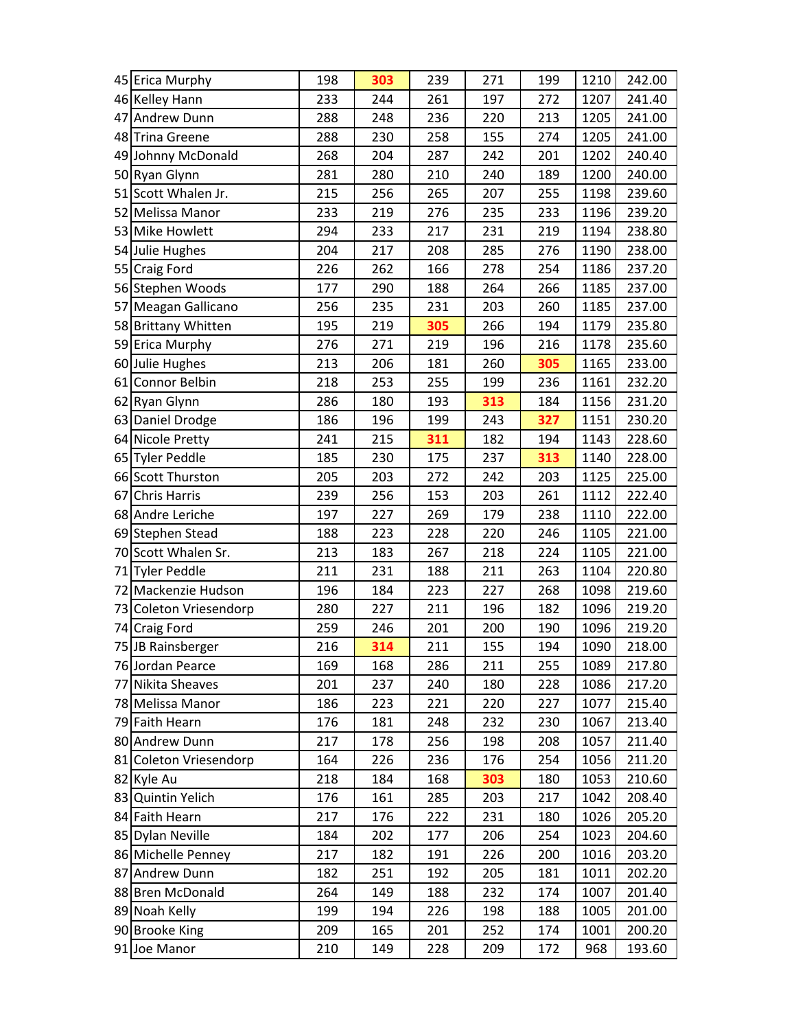| 45 | Erica Murphy | 198 | **303** | 239 | 271 | 199 | 1210 | 242.00 |
|---|---|---|---|---|---|---|---|---|
| 46 | Kelley Hann | 233 | 244 | 261 | 197 | 272 | 1207 | 241.40 |
| 47 | Andrew Dunn | 288 | 248 | 236 | 220 | 213 | 1205 | 241.00 |
| 48 | Trina Greene | 288 | 230 | 258 | 155 | 274 | 1205 | 241.00 |
| 49 | Johnny McDonald | 268 | 204 | 287 | 242 | 201 | 1202 | 240.40 |
| 50 | Ryan Glynn | 281 | 280 | 210 | 240 | 189 | 1200 | 240.00 |
| 51 | Scott Whalen Jr. | 215 | 256 | 265 | 207 | 255 | 1198 | 239.60 |
| 52 | Melissa Manor | 233 | 219 | 276 | 235 | 233 | 1196 | 239.20 |
| 53 | Mike Howlett | 294 | 233 | 217 | 231 | 219 | 1194 | 238.80 |
| 54 | Julie Hughes | 204 | 217 | 208 | 285 | 276 | 1190 | 238.00 |
| 55 | Craig Ford | 226 | 262 | 166 | 278 | 254 | 1186 | 237.20 |
| 56 | Stephen Woods | 177 | 290 | 188 | 264 | 266 | 1185 | 237.00 |
| 57 | Meagan Gallicano | 256 | 235 | 231 | 203 | 260 | 1185 | 237.00 |
| 58 | Brittany Whitten | 195 | 219 | **305** | 266 | 194 | 1179 | 235.80 |
| 59 | Erica Murphy | 276 | 271 | 219 | 196 | 216 | 1178 | 235.60 |
| 60 | Julie Hughes | 213 | 206 | 181 | 260 | **305** | 1165 | 233.00 |
| 61 | Connor Belbin | 218 | 253 | 255 | 199 | 236 | 1161 | 232.20 |
| 62 | Ryan Glynn | 286 | 180 | 193 | **313** | 184 | 1156 | 231.20 |
| 63 | Daniel Drodge | 186 | 196 | 199 | 243 | **327** | 1151 | 230.20 |
| 64 | Nicole Pretty | 241 | 215 | **311** | 182 | 194 | 1143 | 228.60 |
| 65 | Tyler Peddle | 185 | 230 | 175 | 237 | **313** | 1140 | 228.00 |
| 66 | Scott Thurston | 205 | 203 | 272 | 242 | 203 | 1125 | 225.00 |
| 67 | Chris Harris | 239 | 256 | 153 | 203 | 261 | 1112 | 222.40 |
| 68 | Andre Leriche | 197 | 227 | 269 | 179 | 238 | 1110 | 222.00 |
| 69 | Stephen Stead | 188 | 223 | 228 | 220 | 246 | 1105 | 221.00 |
| 70 | Scott Whalen Sr. | 213 | 183 | 267 | 218 | 224 | 1105 | 221.00 |
| 71 | Tyler Peddle | 211 | 231 | 188 | 211 | 263 | 1104 | 220.80 |
| 72 | Mackenzie Hudson | 196 | 184 | 223 | 227 | 268 | 1098 | 219.60 |
| 73 | Coleton Vriesendorp | 280 | 227 | 211 | 196 | 182 | 1096 | 219.20 |
| 74 | Craig Ford | 259 | 246 | 201 | 200 | 190 | 1096 | 219.20 |
| 75 | JB Rainsberger | 216 | **314** | 211 | 155 | 194 | 1090 | 218.00 |
| 76 | Jordan Pearce | 169 | 168 | 286 | 211 | 255 | 1089 | 217.80 |
| 77 | Nikita Sheaves | 201 | 237 | 240 | 180 | 228 | 1086 | 217.20 |
| 78 | Melissa Manor | 186 | 223 | 221 | 220 | 227 | 1077 | 215.40 |
| 79 | Faith Hearn | 176 | 181 | 248 | 232 | 230 | 1067 | 213.40 |
| 80 | Andrew Dunn | 217 | 178 | 256 | 198 | 208 | 1057 | 211.40 |
| 81 | Coleton Vriesendorp | 164 | 226 | 236 | 176 | 254 | 1056 | 211.20 |
| 82 | Kyle Au | 218 | 184 | 168 | **303** | 180 | 1053 | 210.60 |
| 83 | Quintin Yelich | 176 | 161 | 285 | 203 | 217 | 1042 | 208.40 |
| 84 | Faith Hearn | 217 | 176 | 222 | 231 | 180 | 1026 | 205.20 |
| 85 | Dylan Neville | 184 | 202 | 177 | 206 | 254 | 1023 | 204.60 |
| 86 | Michelle Penney | 217 | 182 | 191 | 226 | 200 | 1016 | 203.20 |
| 87 | Andrew Dunn | 182 | 251 | 192 | 205 | 181 | 1011 | 202.20 |
| 88 | Bren McDonald | 264 | 149 | 188 | 232 | 174 | 1007 | 201.40 |
| 89 | Noah Kelly | 199 | 194 | 226 | 198 | 188 | 1005 | 201.00 |
| 90 | Brooke King | 209 | 165 | 201 | 252 | 174 | 1001 | 200.20 |
| 91 | Joe Manor | 210 | 149 | 228 | 209 | 172 | 968 | 193.60 |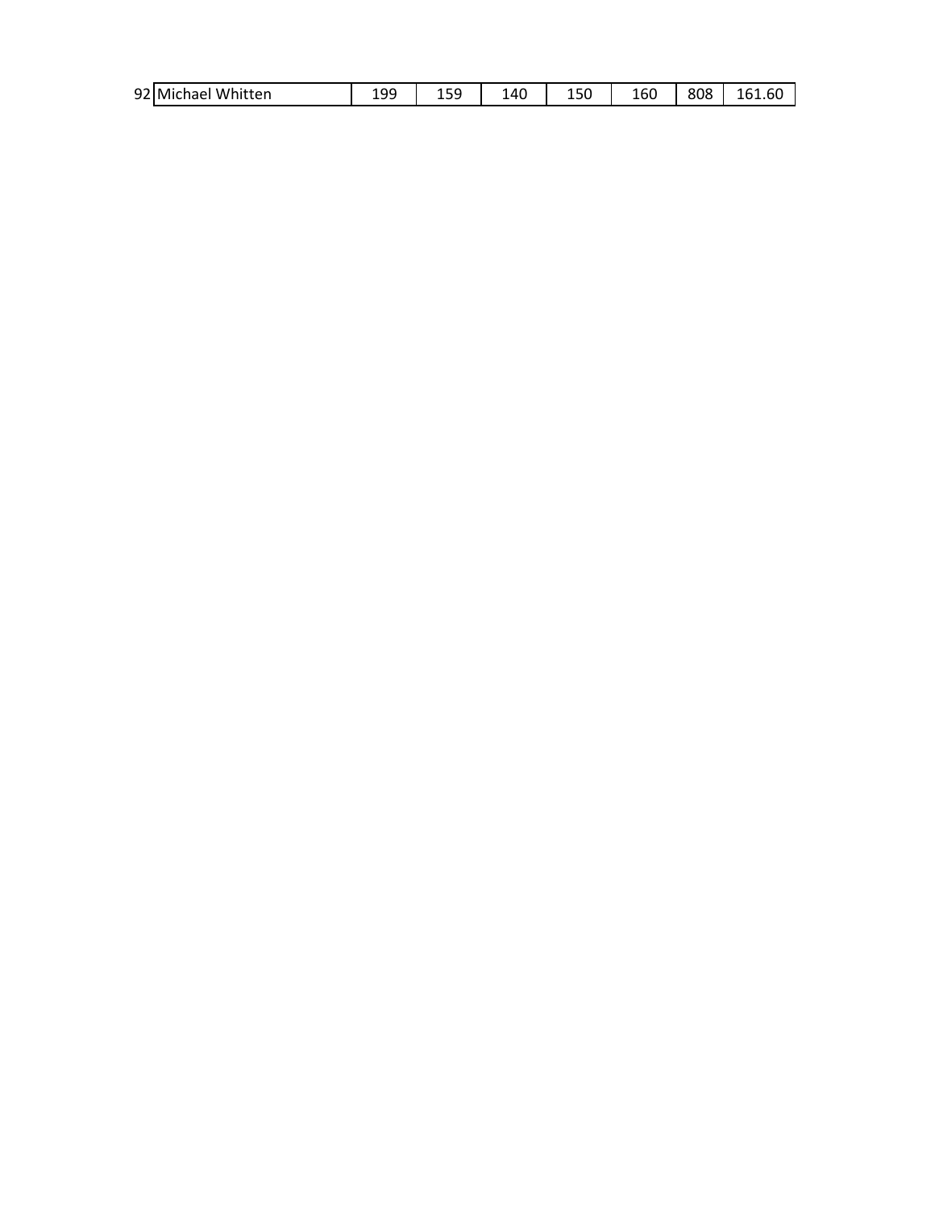| | | | | | | | | |
|---|---|---|---|---|---|---|---|---|
| 92 | Michael Whitten | 199 | 159 | 140 | 150 | 160 | 808 | 161.60 |